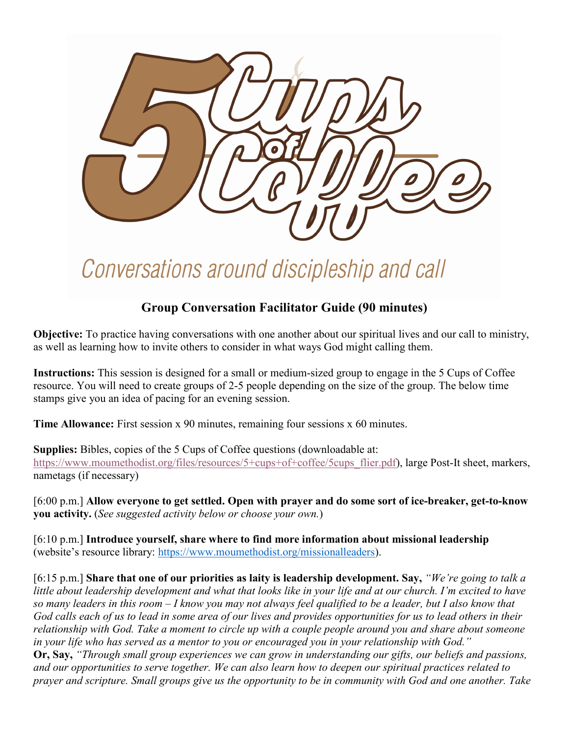# 5 Cups of Coffee

*Conversations around discipleship and call*

## Group Conversation Facilitator Guide (90 minutes)

**Objective:** To practice having conversations with one another about our spiritual lives and our call to ministry, as well as learning how to invite others to consider in what ways God might calling them.

**Instructions:** This session is designed for a small or medium-sized group to engage in the 5 Cups of Coffee resource. You will need to create groups of 2-5 people depending on the size of the group. The below time stamps give you an idea of pacing for an evening session.

**Time Allowance:** First session x 90 minutes, remaining four sessions x 60 minutes.

**Supplies:** Bibles, copies of the 5 Cups of Coffee questions (downloadable at: https://www.moumethodist.org/files/resources/5+cups+of+coffee/5cups_flier.pdf), large Post-It sheet, markers, nametags (if necessary)

[6:00 p.m.] **Allow everyone to get settled. Open with prayer and do some sort of ice-breaker, get-to-know you activity.** (*See suggested activity below or choose your own.*)

[6:10 p.m.] **Introduce yourself, share where to find more information about missional leadership** (website's resource library: https://www.moumethodist.org/missionalleaders).

[6:15 p.m.] **Share that one of our priorities as laity is leadership development. Say,** *"We're going to talk a little about leadership development and what that looks like in your life and at our church. I'm excited to have so many leaders in this room – I know you may not always feel qualified to be a leader, but I also know that God calls each of us to lead in some area of our lives and provides opportunities for us to lead others in their relationship with God. Take a moment to circle up with a couple people around you and share about someone in your life who has served as a mentor to you or encouraged you in your relationship with God."*
**Or, Say,** *"Through small group experiences we can grow in understanding our gifts, our beliefs and passions, and our opportunities to serve together. We can also learn how to deepen our spiritual practices related to prayer and scripture. Small groups give us the opportunity to be in community with God and one another. Take*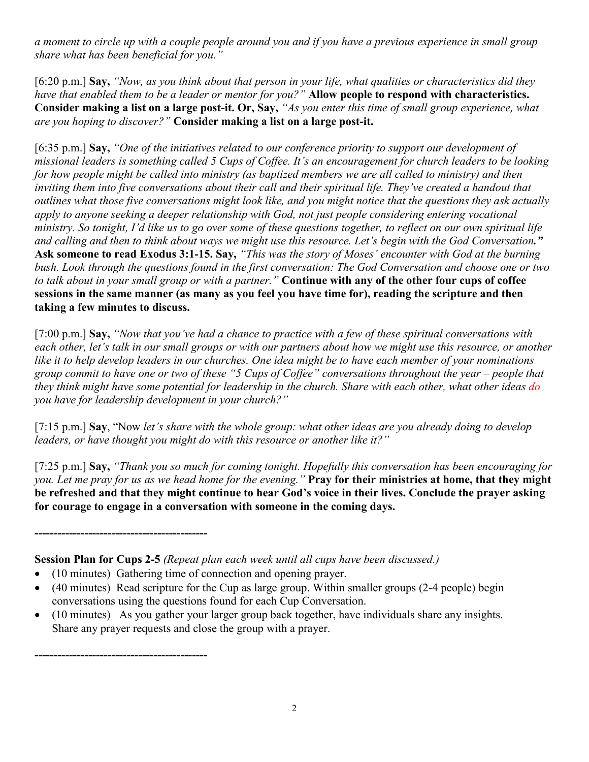*a moment to circle up with a couple people around you and if you have a previous experience in small group share what has been beneficial for you."*

[6:20 p.m.] **Say,** *"Now, as you think about that person in your life, what qualities or characteristics did they have that enabled them to be a leader or mentor for you?"* **Allow people to respond with characteristics. Consider making a list on a large post-it. Or, Say,** *"As you enter this time of small group experience, what are you hoping to discover?"* **Consider making a list on a large post-it.**

[6:35 p.m.] **Say,** *"One of the initiatives related to our conference priority to support our development of missional leaders is something called 5 Cups of Coffee. It's an encouragement for church leaders to be looking for how people might be called into ministry (as baptized members we are all called to ministry) and then inviting them into five conversations about their call and their spiritual life. They've created a handout that outlines what those five conversations might look like, and you might notice that the questions they ask actually apply to anyone seeking a deeper relationship with God, not just people considering entering vocational ministry. So tonight, I'd like us to go over some of these questions together, to reflect on our own spiritual life and calling and then to think about ways we might use this resource. Let's begin with the God Conversation."* **Ask someone to read Exodus 3:1-15. Say,** *"This was the story of Moses' encounter with God at the burning bush. Look through the questions found in the first conversation: The God Conversation and choose one or two to talk about in your small group or with a partner."* **Continue with any of the other four cups of coffee sessions in the same manner (as many as you feel you have time for), reading the scripture and then taking a few minutes to discuss.**

[7:00 p.m.] **Say,** *"Now that you've had a chance to practice with a few of these spiritual conversations with each other, let's talk in our small groups or with our partners about how we might use this resource, or another like it to help develop leaders in our churches. One idea might be to have each member of your nominations group commit to have one or two of these "5 Cups of Coffee" conversations throughout the year – people that they think might have some potential for leadership in the church. Share with each other, what other ideas do you have for leadership development in your church?"*

[7:15 p.m.] **Say**, "Now *let's share with the whole group: what other ideas are you already doing to develop leaders, or have thought you might do with this resource or another like it?"*

[7:25 p.m.] **Say,** *"Thank you so much for coming tonight. Hopefully this conversation has been encouraging for you. Let me pray for us as we head home for the evening."* **Pray for their ministries at home, that they might be refreshed and that they might continue to hear God's voice in their lives. Conclude the prayer asking for courage to engage in a conversation with someone in the coming days.**

---

**Session Plan for Cups 2-5** *(Repeat plan each week until all cups have been discussed.)*

- (10 minutes) Gathering time of connection and opening prayer.
- (40 minutes) Read scripture for the Cup as large group. Within smaller groups (2-4 people) begin conversations using the questions found for each Cup Conversation.
- (10 minutes) As you gather your larger group back together, have individuals share any insights. Share any prayer requests and close the group with a prayer.

---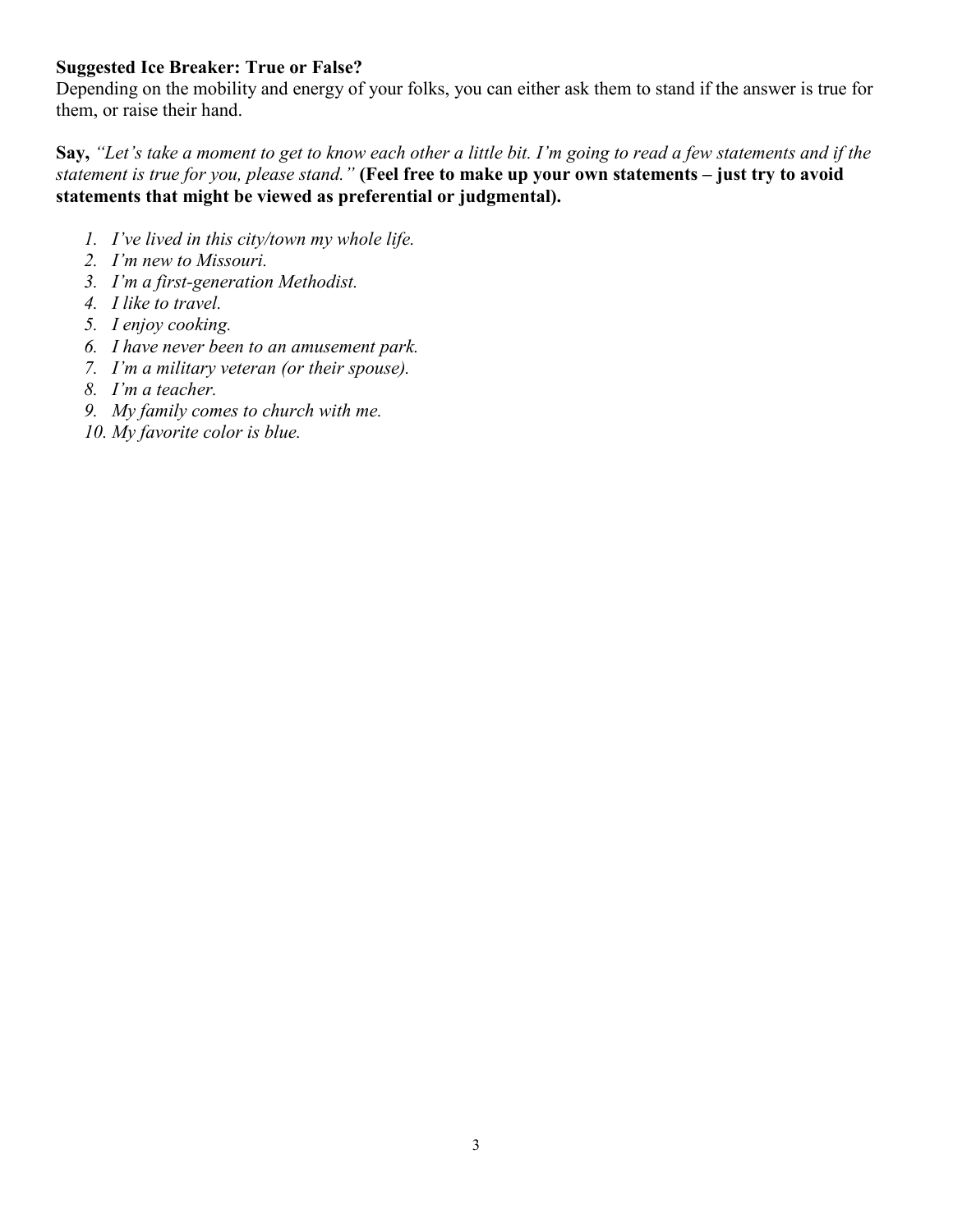**Suggested Ice Breaker: True or False?**
Depending on the mobility and energy of your folks, you can either ask them to stand if the answer is true for them, or raise their hand.

**Say,** *"Let's take a moment to get to know each other a little bit. I'm going to read a few statements and if the statement is true for you, please stand."* **(Feel free to make up your own statements – just try to avoid statements that might be viewed as preferential or judgmental).**

1. *I've lived in this city/town my whole life.*
2. *I'm new to Missouri.*
3. *I'm a first-generation Methodist.*
4. *I like to travel.*
5. *I enjoy cooking.*
6. *I have never been to an amusement park.*
7. *I'm a military veteran (or their spouse).*
8. *I'm a teacher.*
9. *My family comes to church with me.*
10. *My favorite color is blue.*